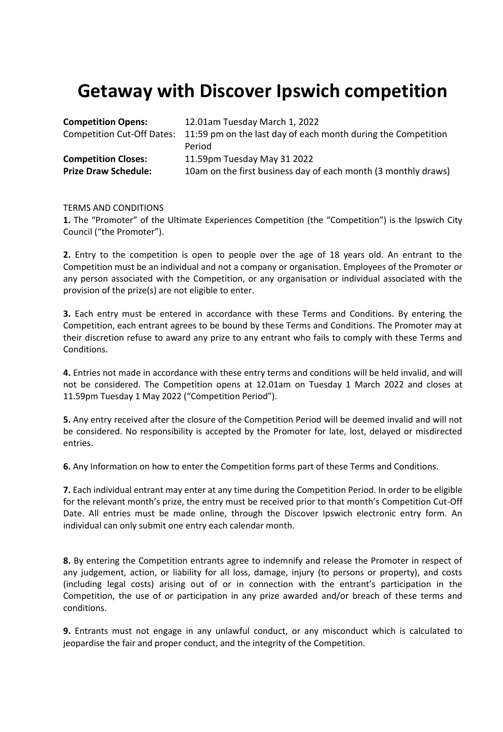# Getaway with Discover Ipswich competition

| | |
|---|---|
| **Competition Opens:** | 12.01am Tuesday March 1, 2022 |
| Competition Cut-Off Dates: | 11:59 pm on the last day of each month during the Competition Period |
| **Competition Closes:** | 11.59pm Tuesday May 31 2022 |
| **Prize Draw Schedule:** | 10am on the first business day of each month (3 monthly draws) |

TERMS AND CONDITIONS

**1.** The "Promoter" of the Ultimate Experiences Competition (the "Competition") is the Ipswich City Council ("the Promoter").

**2.** Entry to the competition is open to people over the age of 18 years old. An entrant to the Competition must be an individual and not a company or organisation. Employees of the Promoter or any person associated with the Competition, or any organisation or individual associated with the provision of the prize(s) are not eligible to enter.

**3.** Each entry must be entered in accordance with these Terms and Conditions. By entering the Competition, each entrant agrees to be bound by these Terms and Conditions. The Promoter may at their discretion refuse to award any prize to any entrant who fails to comply with these Terms and Conditions.

**4.** Entries not made in accordance with these entry terms and conditions will be held invalid, and will not be considered. The Competition opens at 12.01am on Tuesday 1 March 2022 and closes at 11.59pm Tuesday 1 May 2022 ("Competition Period").

**5.** Any entry received after the closure of the Competition Period will be deemed invalid and will not be considered. No responsibility is accepted by the Promoter for late, lost, delayed or misdirected entries.

**6.** Any Information on how to enter the Competition forms part of these Terms and Conditions.

**7.** Each individual entrant may enter at any time during the Competition Period. In order to be eligible for the relevant month's prize, the entry must be received prior to that month's Competition Cut-Off Date. All entries must be made online, through the Discover Ipswich electronic entry form. An individual can only submit one entry each calendar month.

**8.** By entering the Competition entrants agree to indemnify and release the Promoter in respect of any judgement, action, or liability for all loss, damage, injury (to persons or property), and costs (including legal costs) arising out of or in connection with the entrant's participation in the Competition, the use of or participation in any prize awarded and/or breach of these terms and conditions.

**9.** Entrants must not engage in any unlawful conduct, or any misconduct which is calculated to jeopardise the fair and proper conduct, and the integrity of the Competition.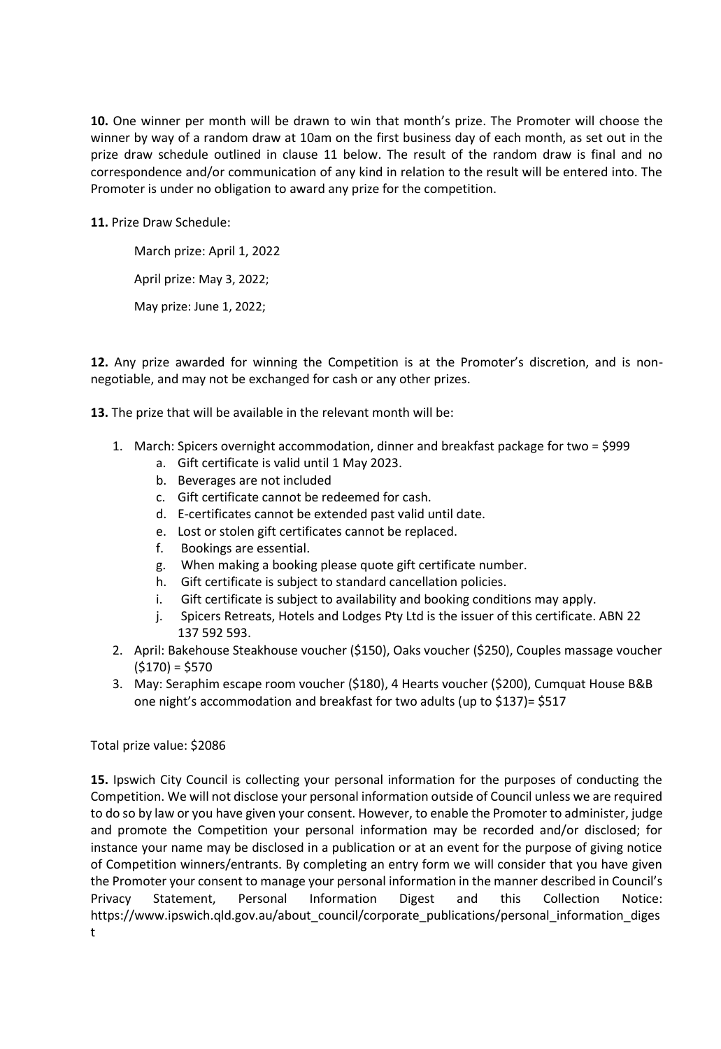**10.** One winner per month will be drawn to win that month's prize. The Promoter will choose the winner by way of a random draw at 10am on the first business day of each month, as set out in the prize draw schedule outlined in clause 11 below. The result of the random draw is final and no correspondence and/or communication of any kind in relation to the result will be entered into. The Promoter is under no obligation to award any prize for the competition.

**11.** Prize Draw Schedule:

March prize: April 1, 2022

April prize: May 3, 2022;

May prize: June 1, 2022;

**12.** Any prize awarded for winning the Competition is at the Promoter's discretion, and is non-negotiable, and may not be exchanged for cash or any other prizes.

**13.** The prize that will be available in the relevant month will be:

1. March: Spicers overnight accommodation, dinner and breakfast package for two = $999
    a. Gift certificate is valid until 1 May 2023.
    b. Beverages are not included
    c. Gift certificate cannot be redeemed for cash.
    d. E-certificates cannot be extended past valid until date.
    e. Lost or stolen gift certificates cannot be replaced.
    f. Bookings are essential.
    g. When making a booking please quote gift certificate number.
    h. Gift certificate is subject to standard cancellation policies.
    i. Gift certificate is subject to availability and booking conditions may apply.
    j. Spicers Retreats, Hotels and Lodges Pty Ltd is the issuer of this certificate. ABN 22 137 592 593.
2. April: Bakehouse Steakhouse voucher ($150), Oaks voucher ($250), Couples massage voucher ($170) = $570
3. May: Seraphim escape room voucher ($180), 4 Hearts voucher ($200), Cumquat House B&B one night's accommodation and breakfast for two adults (up to $137)= $517

Total prize value: $2086

**15.** Ipswich City Council is collecting your personal information for the purposes of conducting the Competition. We will not disclose your personal information outside of Council unless we are required to do so by law or you have given your consent. However, to enable the Promoter to administer, judge and promote the Competition your personal information may be recorded and/or disclosed; for instance your name may be disclosed in a publication or at an event for the purpose of giving notice of Competition winners/entrants. By completing an entry form we will consider that you have given the Promoter your consent to manage your personal information in the manner described in Council's Privacy Statement, Personal Information Digest and this Collection Notice: https://www.ipswich.qld.gov.au/about_council/corporate_publications/personal_information_digest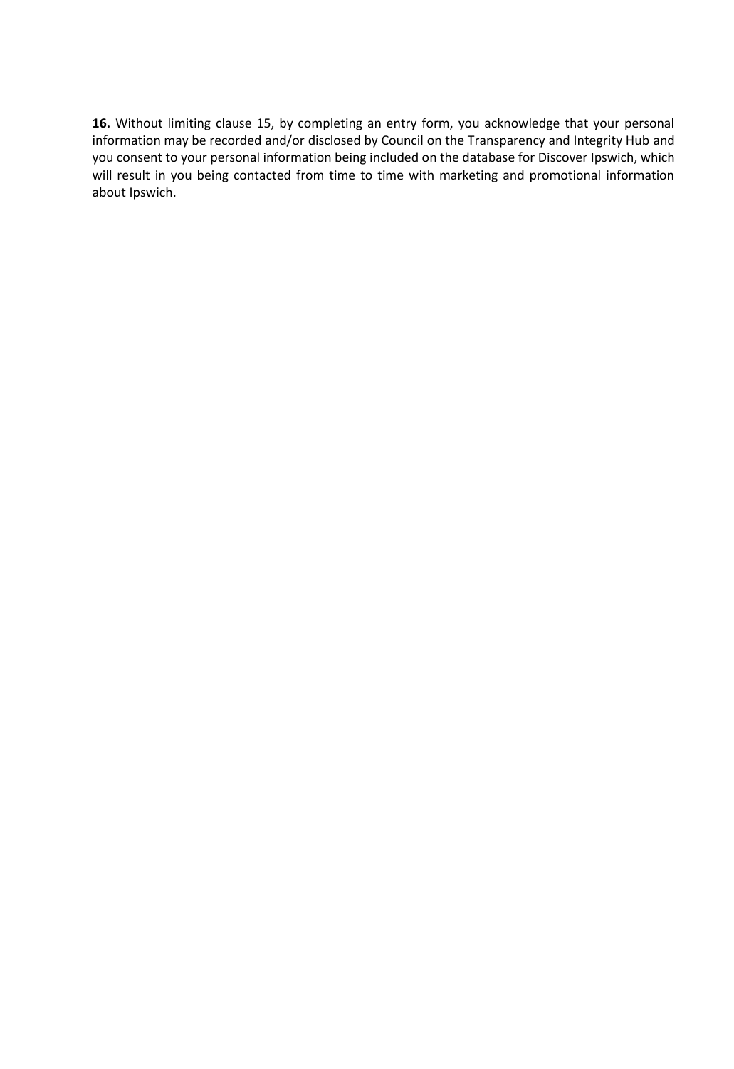**16.** Without limiting clause 15, by completing an entry form, you acknowledge that your personal information may be recorded and/or disclosed by Council on the Transparency and Integrity Hub and you consent to your personal information being included on the database for Discover Ipswich, which will result in you being contacted from time to time with marketing and promotional information about Ipswich.